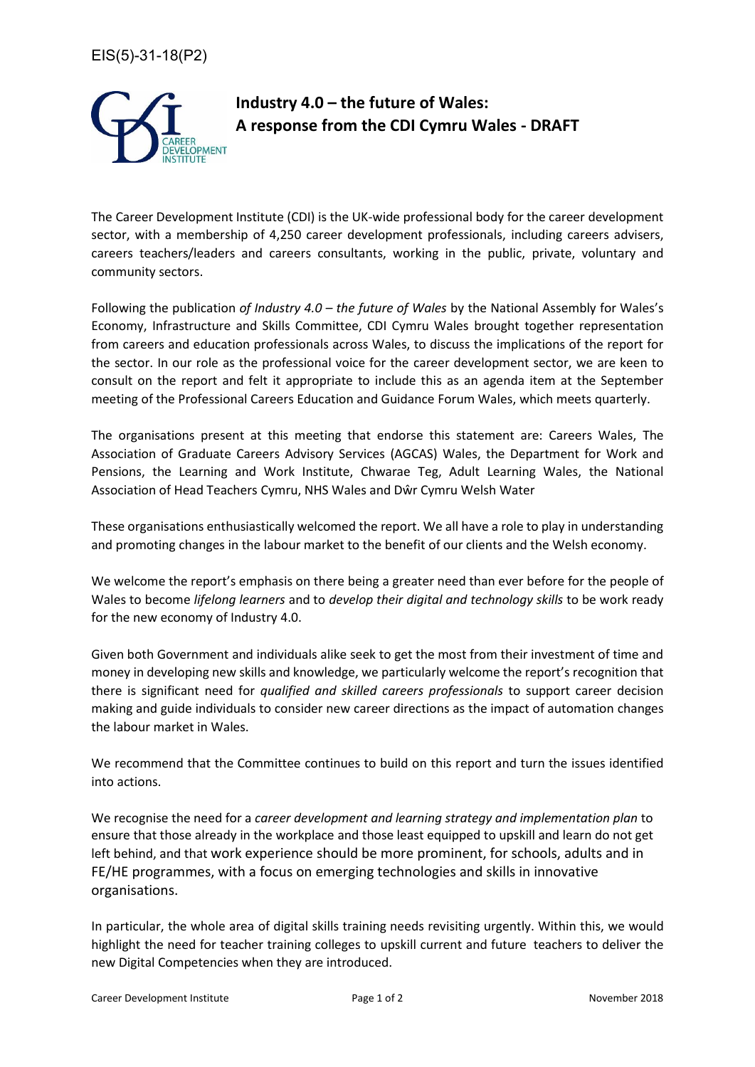EIS(5)-31-18(P2)

# Industry 4.0 – the future of Wales: A response from the CDI Cymru Wales - DRAFT

The Career Development Institute (CDI) is the UK-wide professional body for the career development sector, with a membership of 4,250 career development professionals, including careers advisers, careers teachers/leaders and careers consultants, working in the public, private, voluntary and community sectors.

Following the publication *of Industry 4.0 – the future of Wales* by the National Assembly for Wales's Economy, Infrastructure and Skills Committee, CDI Cymru Wales brought together representation from careers and education professionals across Wales, to discuss the implications of the report for the sector. In our role as the professional voice for the career development sector, we are keen to consult on the report and felt it appropriate to include this as an agenda item at the September meeting of the Professional Careers Education and Guidance Forum Wales, which meets quarterly.

The organisations present at this meeting that endorse this statement are: Careers Wales, The Association of Graduate Careers Advisory Services (AGCAS) Wales, the Department for Work and Pensions, the Learning and Work Institute, Chwarae Teg, Adult Learning Wales, the National Association of Head Teachers Cymru, NHS Wales and Dŵr Cymru Welsh Water

These organisations enthusiastically welcomed the report. We all have a role to play in understanding and promoting changes in the labour market to the benefit of our clients and the Welsh economy.

We welcome the report's emphasis on there being a greater need than ever before for the people of Wales to become *lifelong learners* and to *develop their digital and technology skills* to be work ready for the new economy of Industry 4.0.

Given both Government and individuals alike seek to get the most from their investment of time and money in developing new skills and knowledge, we particularly welcome the report's recognition that there is significant need for *qualified and skilled careers professionals* to support career decision making and guide individuals to consider new career directions as the impact of automation changes the labour market in Wales.

We recommend that the Committee continues to build on this report and turn the issues identified into actions.

We recognise the need for a *career development and learning strategy and implementation plan* to ensure that those already in the workplace and those least equipped to upskill and learn do not get left behind, and that work experience should be more prominent, for schools, adults and in FE/HE programmes, with a focus on emerging technologies and skills in innovative organisations.

In particular, the whole area of digital skills training needs revisiting urgently. Within this, we would highlight the need for teacher training colleges to upskill current and future teachers to deliver the new Digital Competencies when they are introduced.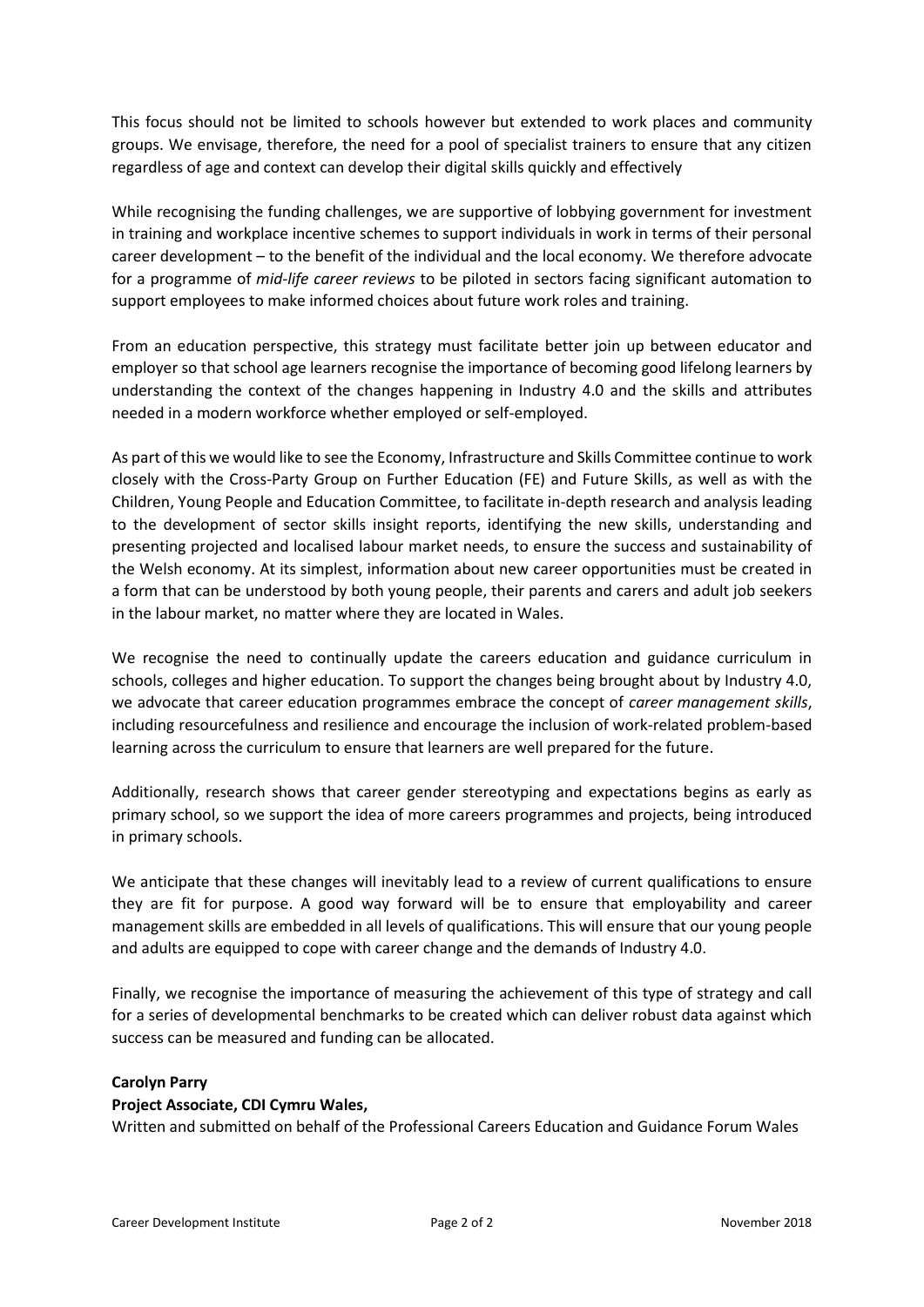This focus should not be limited to schools however but extended to work places and community groups. We envisage, therefore, the need for a pool of specialist trainers to ensure that any citizen regardless of age and context can develop their digital skills quickly and effectively

While recognising the funding challenges, we are supportive of lobbying government for investment in training and workplace incentive schemes to support individuals in work in terms of their personal career development – to the benefit of the individual and the local economy. We therefore advocate for a programme of *mid-life career reviews* to be piloted in sectors facing significant automation to support employees to make informed choices about future work roles and training.

From an education perspective, this strategy must facilitate better join up between educator and employer so that school age learners recognise the importance of becoming good lifelong learners by understanding the context of the changes happening in Industry 4.0 and the skills and attributes needed in a modern workforce whether employed or self-employed.

As part of this we would like to see the Economy, Infrastructure and Skills Committee continue to work closely with the Cross-Party Group on Further Education (FE) and Future Skills, as well as with the Children, Young People and Education Committee, to facilitate in-depth research and analysis leading to the development of sector skills insight reports, identifying the new skills, understanding and presenting projected and localised labour market needs, to ensure the success and sustainability of the Welsh economy. At its simplest, information about new career opportunities must be created in a form that can be understood by both young people, their parents and carers and adult job seekers in the labour market, no matter where they are located in Wales.

We recognise the need to continually update the careers education and guidance curriculum in schools, colleges and higher education. To support the changes being brought about by Industry 4.0, we advocate that career education programmes embrace the concept of *career management skills*, including resourcefulness and resilience and encourage the inclusion of work-related problem-based learning across the curriculum to ensure that learners are well prepared for the future.

Additionally, research shows that career gender stereotyping and expectations begins as early as primary school, so we support the idea of more careers programmes and projects, being introduced in primary schools.

We anticipate that these changes will inevitably lead to a review of current qualifications to ensure they are fit for purpose. A good way forward will be to ensure that employability and career management skills are embedded in all levels of qualifications. This will ensure that our young people and adults are equipped to cope with career change and the demands of Industry 4.0.

Finally, we recognise the importance of measuring the achievement of this type of strategy and call for a series of developmental benchmarks to be created which can deliver robust data against which success can be measured and funding can be allocated.

**Carolyn Parry**

**Project Associate, CDI Cymru Wales,**

Written and submitted on behalf of the Professional Careers Education and Guidance Forum Wales